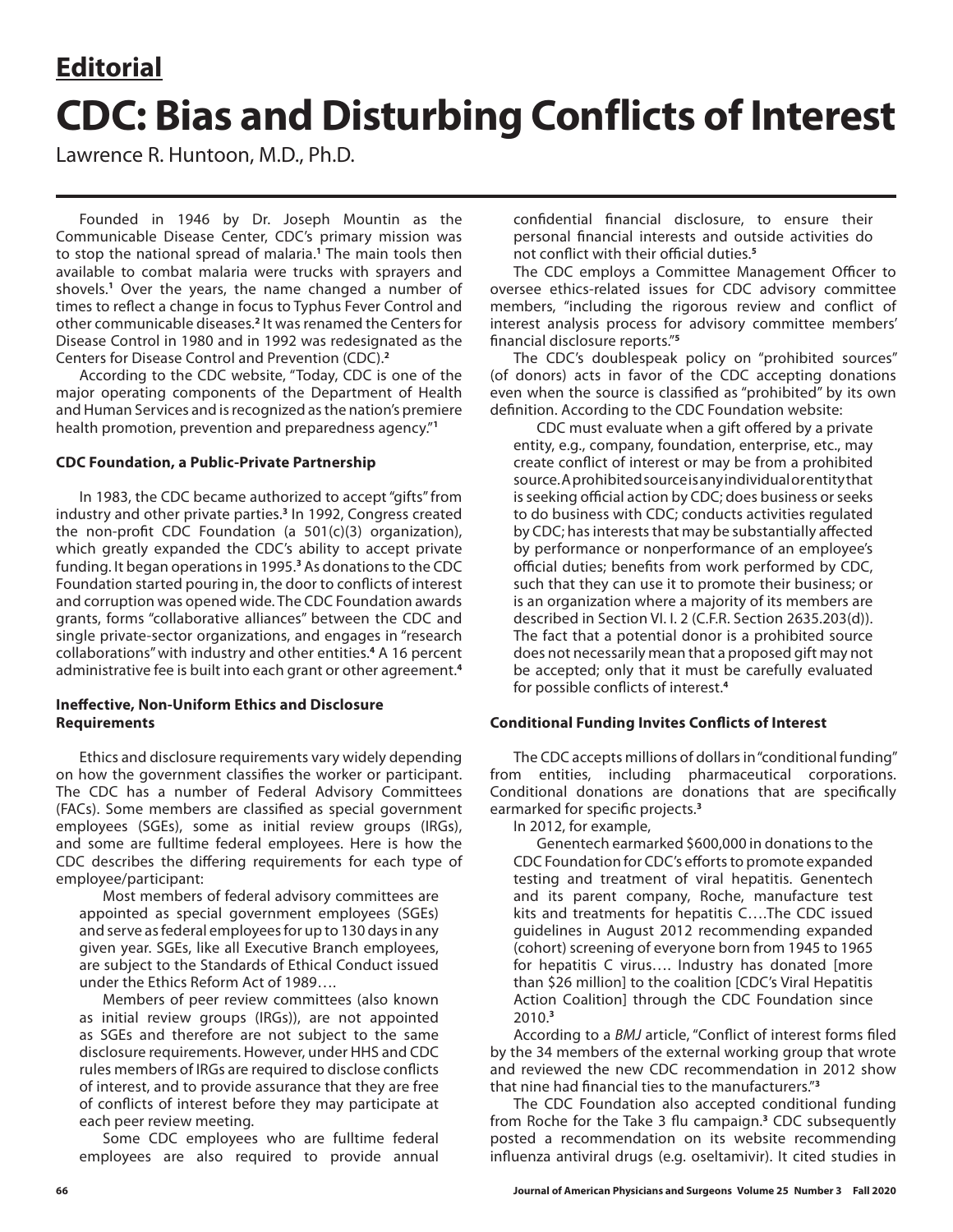**Editorial**

# CDC: Bias and Disturbing Conflicts of Interest

Lawrence R. Huntoon, M.D., Ph.D.

Founded in 1946 by Dr. Joseph Mountin as the Communicable Disease Center, CDC's primary mission was to stop the national spread of malaria.[1] The main tools then available to combat malaria were trucks with sprayers and shovels.[1] Over the years, the name changed a number of times to reflect a change in focus to Typhus Fever Control and other communicable diseases.[2] It was renamed the Centers for Disease Control in 1980 and in 1992 was redesignated as the Centers for Disease Control and Prevention (CDC).[2]

According to the CDC website, "Today, CDC is one of the major operating components of the Department of Health and Human Services and is recognized as the nation's premiere health promotion, prevention and preparedness agency."[1]

### CDC Foundation, a Public-Private Partnership

In 1983, the CDC became authorized to accept "gifts" from industry and other private parties.[3] In 1992, Congress created the non-profit CDC Foundation (a 501(c)(3) organization), which greatly expanded the CDC's ability to accept private funding. It began operations in 1995.[3] As donations to the CDC Foundation started pouring in, the door to conflicts of interest and corruption was opened wide. The CDC Foundation awards grants, forms "collaborative alliances" between the CDC and single private-sector organizations, and engages in "research collaborations" with industry and other entities.[4] A 16 percent administrative fee is built into each grant or other agreement.[4]

### Ineffective, Non-Uniform Ethics and Disclosure Requirements

Ethics and disclosure requirements vary widely depending on how the government classifies the worker or participant. The CDC has a number of Federal Advisory Committees (FACs). Some members are classified as special government employees (SGEs), some as initial review groups (IRGs), and some are fulltime federal employees. Here is how the CDC describes the differing requirements for each type of employee/participant:

> Most members of federal advisory committees are appointed as special government employees (SGEs) and serve as federal employees for up to 130 days in any given year. SGEs, like all Executive Branch employees, are subject to the Standards of Ethical Conduct issued under the Ethics Reform Act of 1989….
>
> Members of peer review committees (also known as initial review groups (IRGs)), are not appointed as SGEs and therefore are not subject to the same disclosure requirements. However, under HHS and CDC rules members of IRGs are required to disclose conflicts of interest, and to provide assurance that they are free of conflicts of interest before they may participate at each peer review meeting.
>
> Some CDC employees who are fulltime federal employees are also required to provide annual confidential financial disclosure, to ensure their personal financial interests and outside activities do not conflict with their official duties.[5]

The CDC employs a Committee Management Officer to oversee ethics-related issues for CDC advisory committee members, "including the rigorous review and conflict of interest analysis process for advisory committee members' financial disclosure reports."[5]

The CDC's doublespeak policy on "prohibited sources" (of donors) acts in favor of the CDC accepting donations even when the source is classified as "prohibited" by its own definition. According to the CDC Foundation website:

> CDC must evaluate when a gift offered by a private entity, e.g., company, foundation, enterprise, etc., may create conflict of interest or may be from a prohibited source. A prohibited source is any individual or entity that is seeking official action by CDC; does business or seeks to do business with CDC; conducts activities regulated by CDC; has interests that may be substantially affected by performance or nonperformance of an employee's official duties; benefits from work performed by CDC, such that they can use it to promote their business; or is an organization where a majority of its members are described in Section VI. I. 2 (C.F.R. Section 2635.203(d)). The fact that a potential donor is a prohibited source does not necessarily mean that a proposed gift may not be accepted; only that it must be carefully evaluated for possible conflicts of interest.[4]

### Conditional Funding Invites Conflicts of Interest

The CDC accepts millions of dollars in "conditional funding" from entities, including pharmaceutical corporations. Conditional donations are donations that are specifically earmarked for specific projects.[3]

In 2012, for example,

> Genentech earmarked $600,000 in donations to the CDC Foundation for CDC's efforts to promote expanded testing and treatment of viral hepatitis. Genentech and its parent company, Roche, manufacture test kits and treatments for hepatitis C….The CDC issued guidelines in August 2012 recommending expanded (cohort) screening of everyone born from 1945 to 1965 for hepatitis C virus…. Industry has donated [more than $26 million] to the coalition [CDC's Viral Hepatitis Action Coalition] through the CDC Foundation since 2010.[3]

According to a *BMJ* article, "Conflict of interest forms filed by the 34 members of the external working group that wrote and reviewed the new CDC recommendation in 2012 show that nine had financial ties to the manufacturers."[3]

The CDC Foundation also accepted conditional funding from Roche for the Take 3 flu campaign.[3] CDC subsequently posted a recommendation on its website recommending influenza antiviral drugs (e.g. oseltamivir). It cited studies in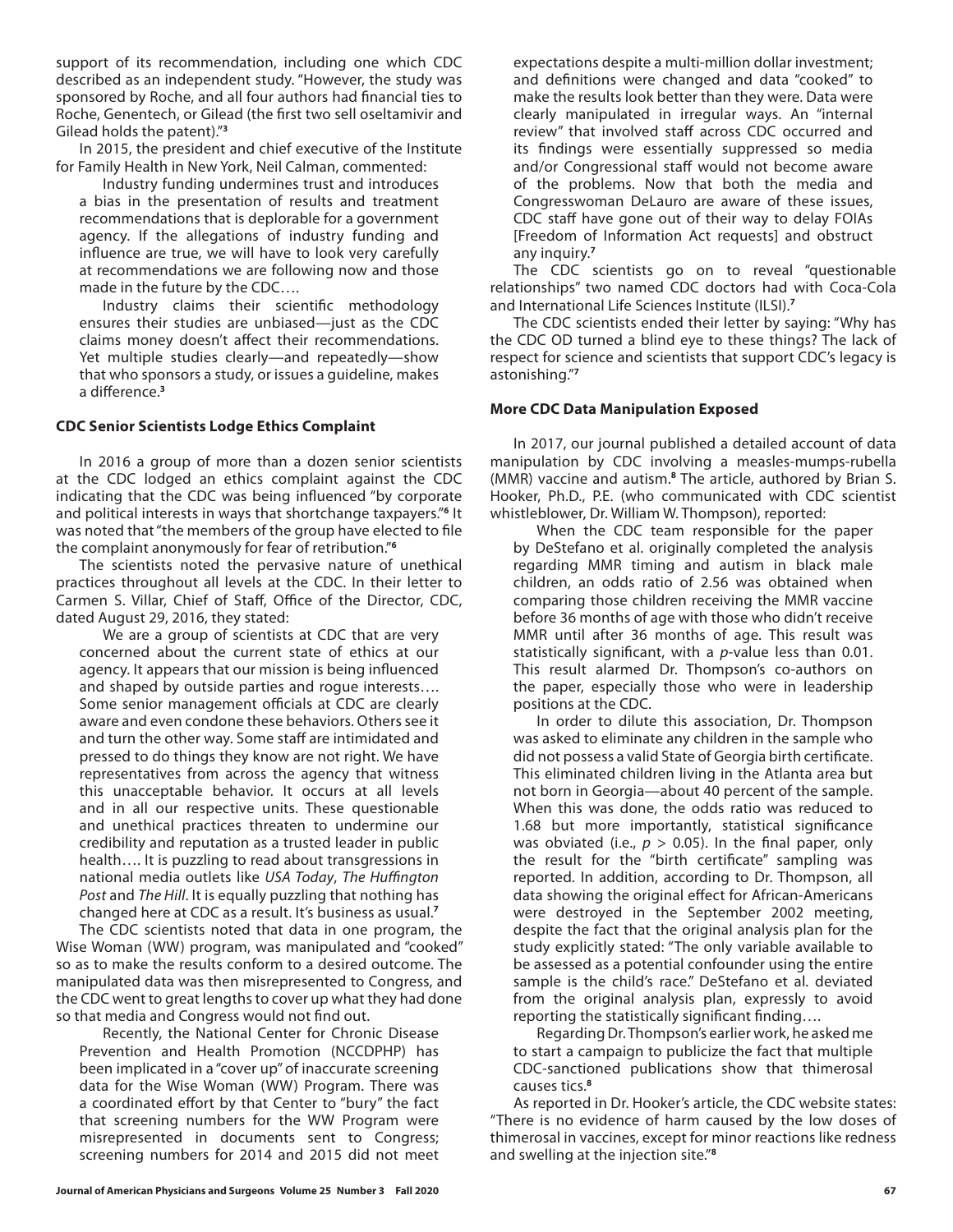support of its recommendation, including one which CDC described as an independent study. "However, the study was sponsored by Roche, and all four authors had financial ties to Roche, Genentech, or Gilead (the first two sell oseltamivir and Gilead holds the patent)."[3]

In 2015, the president and chief executive of the Institute for Family Health in New York, Neil Calman, commented:

> Industry funding undermines trust and introduces a bias in the presentation of results and treatment recommendations that is deplorable for a government agency. If the allegations of industry funding and influence are true, we will have to look very carefully at recommendations we are following now and those made in the future by the CDC….
>
> Industry claims their scientific methodology ensures their studies are unbiased—just as the CDC claims money doesn't affect their recommendations. Yet multiple studies clearly—and repeatedly—show that who sponsors a study, or issues a guideline, makes a difference.[3]

### CDC Senior Scientists Lodge Ethics Complaint

In 2016 a group of more than a dozen senior scientists at the CDC lodged an ethics complaint against the CDC indicating that the CDC was being influenced "by corporate and political interests in ways that shortchange taxpayers."[6] It was noted that "the members of the group have elected to file the complaint anonymously for fear of retribution."[6]

The scientists noted the pervasive nature of unethical practices throughout all levels at the CDC. In their letter to Carmen S. Villar, Chief of Staff, Office of the Director, CDC, dated August 29, 2016, they stated:

> We are a group of scientists at CDC that are very concerned about the current state of ethics at our agency. It appears that our mission is being influenced and shaped by outside parties and rogue interests…. Some senior management officials at CDC are clearly aware and even condone these behaviors. Others see it and turn the other way. Some staff are intimidated and pressed to do things they know are not right. We have representatives from across the agency that witness this unacceptable behavior. It occurs at all levels and in all our respective units. These questionable and unethical practices threaten to undermine our credibility and reputation as a trusted leader in public health…. It is puzzling to read about transgressions in national media outlets like *USA Today*, *The Huffington Post* and *The Hill*. It is equally puzzling that nothing has changed here at CDC as a result. It's business as usual.[7]

The CDC scientists noted that data in one program, the Wise Woman (WW) program, was manipulated and "cooked" so as to make the results conform to a desired outcome. The manipulated data was then misrepresented to Congress, and the CDC went to great lengths to cover up what they had done so that media and Congress would not find out.

> Recently, the National Center for Chronic Disease Prevention and Health Promotion (NCCDPHP) has been implicated in a "cover up" of inaccurate screening data for the Wise Woman (WW) Program. There was a coordinated effort by that Center to "bury" the fact that screening numbers for the WW Program were misrepresented in documents sent to Congress; screening numbers for 2014 and 2015 did not meet expectations despite a multi-million dollar investment; and definitions were changed and data "cooked" to make the results look better than they were. Data were clearly manipulated in irregular ways. An "internal review" that involved staff across CDC occurred and its findings were essentially suppressed so media and/or Congressional staff would not become aware of the problems. Now that both the media and Congresswoman DeLauro are aware of these issues, CDC staff have gone out of their way to delay FOIAs [Freedom of Information Act requests] and obstruct any inquiry.[7]

The CDC scientists go on to reveal "questionable relationships" two named CDC doctors had with Coca-Cola and International Life Sciences Institute (ILSI).[7]

The CDC scientists ended their letter by saying: "Why has the CDC OD turned a blind eye to these things? The lack of respect for science and scientists that support CDC's legacy is astonishing."[7]

### More CDC Data Manipulation Exposed

In 2017, our journal published a detailed account of data manipulation by CDC involving a measles-mumps-rubella (MMR) vaccine and autism.[8] The article, authored by Brian S. Hooker, Ph.D., P.E. (who communicated with CDC scientist whistleblower, Dr. William W. Thompson), reported:

> When the CDC team responsible for the paper by DeStefano et al. originally completed the analysis regarding MMR timing and autism in black male children, an odds ratio of 2.56 was obtained when comparing those children receiving the MMR vaccine before 36 months of age with those who didn't receive MMR until after 36 months of age. This result was statistically significant, with a $p$-value less than 0.01. This result alarmed Dr. Thompson's co-authors on the paper, especially those who were in leadership positions at the CDC.
>
> In order to dilute this association, Dr. Thompson was asked to eliminate any children in the sample who did not possess a valid State of Georgia birth certificate. This eliminated children living in the Atlanta area but not born in Georgia—about 40 percent of the sample. When this was done, the odds ratio was reduced to 1.68 but more importantly, statistical significance was obviated (i.e., $p > 0.05$). In the final paper, only the result for the "birth certificate" sampling was reported. In addition, according to Dr. Thompson, all data showing the original effect for African-Americans were destroyed in the September 2002 meeting, despite the fact that the original analysis plan for the study explicitly stated: "The only variable available to be assessed as a potential confounder using the entire sample is the child's race." DeStefano et al. deviated from the original analysis plan, expressly to avoid reporting the statistically significant finding….
>
> Regarding Dr. Thompson's earlier work, he asked me to start a campaign to publicize the fact that multiple CDC-sanctioned publications show that thimerosal causes tics.[8]

As reported in Dr. Hooker's article, the CDC website states: "There is no evidence of harm caused by the low doses of thimerosal in vaccines, except for minor reactions like redness and swelling at the injection site."[8]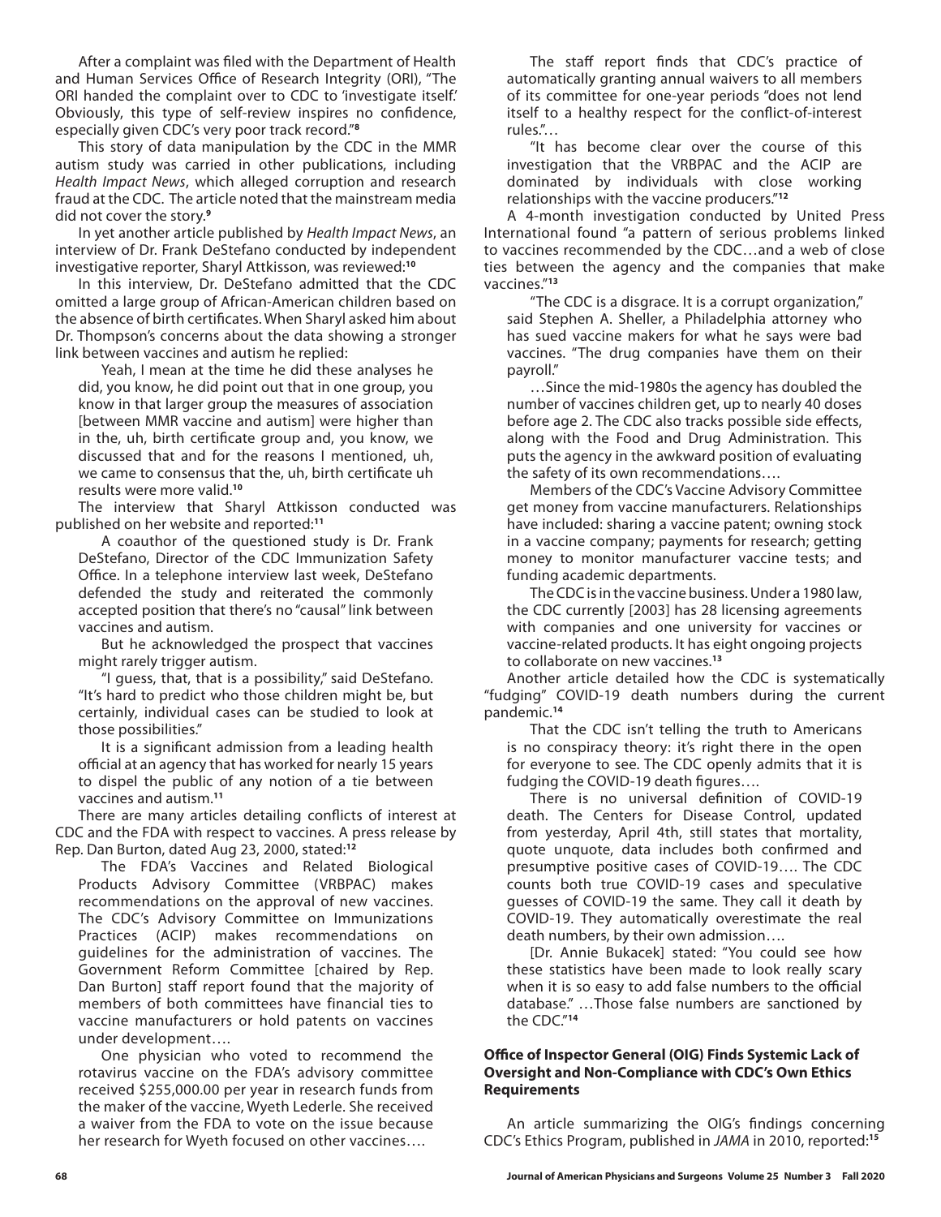After a complaint was filed with the Department of Health and Human Services Office of Research Integrity (ORI), "The ORI handed the complaint over to CDC to 'investigate itself.' Obviously, this type of self-review inspires no confidence, especially given CDC's very poor track record."[8]

This story of data manipulation by the CDC in the MMR autism study was carried in other publications, including *Health Impact News*, which alleged corruption and research fraud at the CDC. The article noted that the mainstream media did not cover the story.[9]

In yet another article published by *Health Impact News*, an interview of Dr. Frank DeStefano conducted by independent investigative reporter, Sharyl Attkisson, was reviewed:[10]

In this interview, Dr. DeStefano admitted that the CDC omitted a large group of African-American children based on the absence of birth certificates. When Sharyl asked him about Dr. Thompson's concerns about the data showing a stronger link between vaccines and autism he replied:

> Yeah, I mean at the time he did these analyses he did, you know, he did point out that in one group, you know in that larger group the measures of association [between MMR vaccine and autism] were higher than in the, uh, birth certificate group and, you know, we discussed that and for the reasons I mentioned, uh, we came to consensus that the, uh, birth certificate uh results were more valid.[10]

The interview that Sharyl Attkisson conducted was published on her website and reported:[11]

> A coauthor of the questioned study is Dr. Frank DeStefano, Director of the CDC Immunization Safety Office. In a telephone interview last week, DeStefano defended the study and reiterated the commonly accepted position that there's no "causal" link between vaccines and autism.
>
> But he acknowledged the prospect that vaccines might rarely trigger autism.
>
> "I guess, that, that is a possibility," said DeStefano. "It's hard to predict who those children might be, but certainly, individual cases can be studied to look at those possibilities."
>
> It is a significant admission from a leading health official at an agency that has worked for nearly 15 years to dispel the public of any notion of a tie between vaccines and autism.[11]

There are many articles detailing conflicts of interest at CDC and the FDA with respect to vaccines. A press release by Rep. Dan Burton, dated Aug 23, 2000, stated:[12]

> The FDA's Vaccines and Related Biological Products Advisory Committee (VRBPAC) makes recommendations on the approval of new vaccines. The CDC's Advisory Committee on Immunizations Practices (ACIP) makes recommendations on guidelines for the administration of vaccines. The Government Reform Committee [chaired by Rep. Dan Burton] staff report found that the majority of members of both committees have financial ties to vaccine manufacturers or hold patents on vaccines under development….
>
> One physician who voted to recommend the rotavirus vaccine on the FDA's advisory committee received $255,000.00 per year in research funds from the maker of the vaccine, Wyeth Lederle. She received a waiver from the FDA to vote on the issue because her research for Wyeth focused on other vaccines….
>
> The staff report finds that CDC's practice of automatically granting annual waivers to all members of its committee for one-year periods "does not lend itself to a healthy respect for the conflict-of-interest rules."…
>
> "It has become clear over the course of this investigation that the VRBPAC and the ACIP are dominated by individuals with close working relationships with the vaccine producers."[12]

A 4-month investigation conducted by United Press International found "a pattern of serious problems linked to vaccines recommended by the CDC…and a web of close ties between the agency and the companies that make vaccines."[13]

> "The CDC is a disgrace. It is a corrupt organization," said Stephen A. Sheller, a Philadelphia attorney who has sued vaccine makers for what he says were bad vaccines. "The drug companies have them on their payroll."
>
> …Since the mid-1980s the agency has doubled the number of vaccines children get, up to nearly 40 doses before age 2. The CDC also tracks possible side effects, along with the Food and Drug Administration. This puts the agency in the awkward position of evaluating the safety of its own recommendations….
>
> Members of the CDC's Vaccine Advisory Committee get money from vaccine manufacturers. Relationships have included: sharing a vaccine patent; owning stock in a vaccine company; payments for research; getting money to monitor manufacturer vaccine tests; and funding academic departments.
>
> The CDC is in the vaccine business. Under a 1980 law, the CDC currently [2003] has 28 licensing agreements with companies and one university for vaccines or vaccine-related products. It has eight ongoing projects to collaborate on new vaccines.[13]

Another article detailed how the CDC is systematically "fudging" COVID-19 death numbers during the current pandemic.[14]

> That the CDC isn't telling the truth to Americans is no conspiracy theory: it's right there in the open for everyone to see. The CDC openly admits that it is fudging the COVID-19 death figures….
>
> There is no universal definition of COVID-19 death. The Centers for Disease Control, updated from yesterday, April 4th, still states that mortality, quote unquote, data includes both confirmed and presumptive positive cases of COVID-19…. The CDC counts both true COVID-19 cases and speculative guesses of COVID-19 the same. They call it death by COVID-19. They automatically overestimate the real death numbers, by their own admission….
>
> [Dr. Annie Bukacek] stated: "You could see how these statistics have been made to look really scary when it is so easy to add false numbers to the official database." …Those false numbers are sanctioned by the CDC."[14]

### Office of Inspector General (OIG) Finds Systemic Lack of Oversight and Non-Compliance with CDC's Own Ethics Requirements

An article summarizing the OIG's findings concerning CDC's Ethics Program, published in *JAMA* in 2010, reported:[15]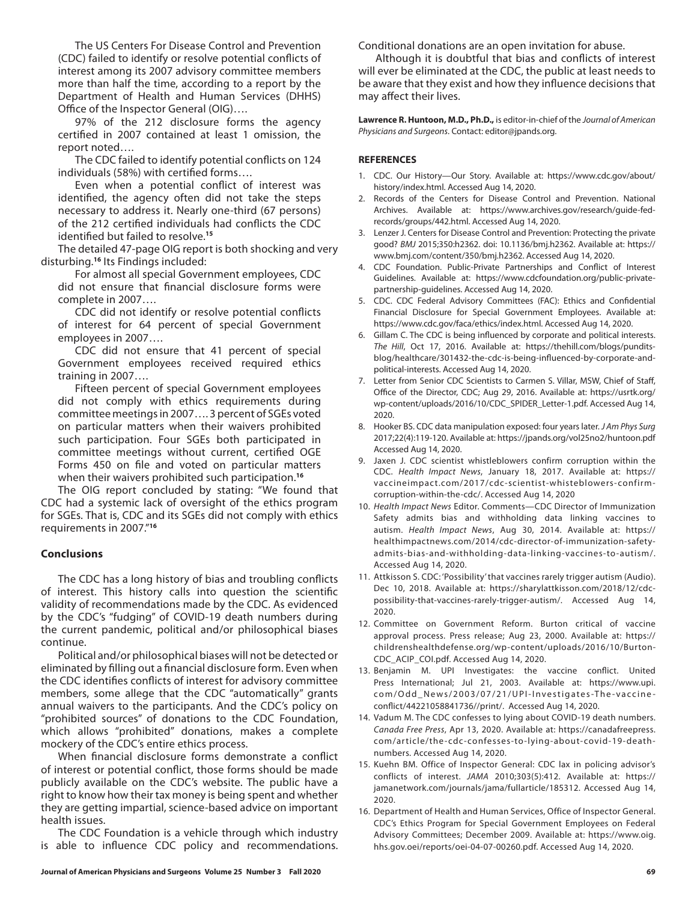The US Centers For Disease Control and Prevention (CDC) failed to identify or resolve potential conflicts of interest among its 2007 advisory committee members more than half the time, according to a report by the Department of Health and Human Services (DHHS) Office of the Inspector General (OIG)….

97% of the 212 disclosure forms the agency certified in 2007 contained at least 1 omission, the report noted….

The CDC failed to identify potential conflicts on 124 individuals (58%) with certified forms….

Even when a potential conflict of interest was identified, the agency often did not take the steps necessary to address it. Nearly one-third (67 persons) of the 212 certified individuals had conflicts the CDC identified but failed to resolve.[15]

The detailed 47-page OIG report is both shocking and very disturbing.[16] Its Findings included:

For almost all special Government employees, CDC did not ensure that financial disclosure forms were complete in 2007….

CDC did not identify or resolve potential conflicts of interest for 64 percent of special Government employees in 2007….

CDC did not ensure that 41 percent of special Government employees received required ethics training in 2007….

Fifteen percent of special Government employees did not comply with ethics requirements during committee meetings in 2007…. 3 percent of SGEs voted on particular matters when their waivers prohibited such participation. Four SGEs both participated in committee meetings without current, certified OGE Forms 450 on file and voted on particular matters when their waivers prohibited such participation.[16]

The OIG report concluded by stating: "We found that CDC had a systemic lack of oversight of the ethics program for SGEs. That is, CDC and its SGEs did not comply with ethics requirements in 2007."[16]

## Conclusions

The CDC has a long history of bias and troubling conflicts of interest. This history calls into question the scientific validity of recommendations made by the CDC. As evidenced by the CDC's "fudging" of COVID-19 death numbers during the current pandemic, political and/or philosophical biases continue.

Political and/or philosophical biases will not be detected or eliminated by filling out a financial disclosure form. Even when the CDC identifies conflicts of interest for advisory committee members, some allege that the CDC "automatically" grants annual waivers to the participants. And the CDC's policy on "prohibited sources" of donations to the CDC Foundation, which allows "prohibited" donations, makes a complete mockery of the CDC's entire ethics process.

When financial disclosure forms demonstrate a conflict of interest or potential conflict, those forms should be made publicly available on the CDC's website. The public have a right to know how their tax money is being spent and whether they are getting impartial, science-based advice on important health issues.

The CDC Foundation is a vehicle through which industry is able to influence CDC policy and recommendations. Conditional donations are an open invitation for abuse.

Although it is doubtful that bias and conflicts of interest will ever be eliminated at the CDC, the public at least needs to be aware that they exist and how they influence decisions that may affect their lives.

**Lawrence R. Huntoon, M.D., Ph.D.,** is editor-in-chief of the *Journal of American Physicians and Surgeons*. Contact: editor@jpands.org.

## REFERENCES

1. CDC. Our History—Our Story. Available at: https://www.cdc.gov/about/history/index.html. Accessed Aug 14, 2020.
2. Records of the Centers for Disease Control and Prevention. National Archives. Available at: https://www.archives.gov/research/guide-fed-records/groups/442.html. Accessed Aug 14, 2020.
3. Lenzer J. Centers for Disease Control and Prevention: Protecting the private good? *BMJ* 2015;350:h2362. doi: 10.1136/bmj.h2362. Available at: https://www.bmj.com/content/350/bmj.h2362. Accessed Aug 14, 2020.
4. CDC Foundation. Public-Private Partnerships and Conflict of Interest Guidelines. Available at: https://www.cdcfoundation.org/public-private-partnership-guidelines. Accessed Aug 14, 2020.
5. CDC. CDC Federal Advisory Committees (FAC): Ethics and Confidential Financial Disclosure for Special Government Employees. Available at: https://www.cdc.gov/faca/ethics/index.html. Accessed Aug 14, 2020.
6. Gillam C. The CDC is being influenced by corporate and political interests. *The Hill*, Oct 17, 2016. Available at: https://thehill.com/blogs/pundits-blog/healthcare/301432-the-cdc-is-being-influenced-by-corporate-and-political-interests. Accessed Aug 14, 2020.
7. Letter from Senior CDC Scientists to Carmen S. Villar, MSW, Chief of Staff, Office of the Director, CDC; Aug 29, 2016. Available at: https://usrtk.org/wp-content/uploads/2016/10/CDC_SPIDER_Letter-1.pdf. Accessed Aug 14, 2020.
8. Hooker BS. CDC data manipulation exposed: four years later. *J Am Phys Surg* 2017;22(4):119-120. Available at: https://jpands.org/vol25no2/huntoon.pdf Accessed Aug 14, 2020.
9. Jaxen J. CDC scientist whistleblowers confirm corruption within the CDC. *Health Impact News*, January 18, 2017. Available at: https://vaccineimpact.com/2017/cdc-scientist-whisteblowers-confirm-corruption-within-the-cdc/. Accessed Aug 14, 2020
10. *Health Impact News* Editor. Comments—CDC Director of Immunization Safety admits bias and withholding data linking vaccines to autism. *Health Impact News*, Aug 30, 2014. Available at: https://healthimpactnews.com/2014/cdc-director-of-immunization-safety-admits-bias-and-withholding-data-linking-vaccines-to-autism/. Accessed Aug 14, 2020.
11. Attkisson S. CDC: 'Possibility' that vaccines rarely trigger autism (Audio). Dec 10, 2018. Available at: https://sharylattkisson.com/2018/12/cdc-possibility-that-vaccines-rarely-trigger-autism/. Accessed Aug 14, 2020.
12. Committee on Government Reform. Burton critical of vaccine approval process. Press release; Aug 23, 2000. Available at: https://childrenshealthdefense.org/wp-content/uploads/2016/10/Burton-CDC_ACIP_COI.pdf. Accessed Aug 14, 2020.
13. Benjamin M. UPI Investigates: the vaccine conflict. United Press International; Jul 21, 2003. Available at: https://www.upi.com/Odd_News/2003/07/21/UPI-Investigates-The-vaccine-conflict/44221058841736//print/. Accessed Aug 14, 2020.
14. Vadum M. The CDC confesses to lying about COVID-19 death numbers. *Canada Free Press*, Apr 13, 2020. Available at: https://canadafreepress.com/article/the-cdc-confesses-to-lying-about-covid-19-death-numbers. Accessed Aug 14, 2020.
15. Kuehn BM. Office of Inspector General: CDC lax in policing advisor's conflicts of interest. *JAMA* 2010;303(5):412. Available at: https://jamanetwork.com/journals/jama/fullarticle/185312. Accessed Aug 14, 2020.
16. Department of Health and Human Services, Office of Inspector General. CDC's Ethics Program for Special Government Employees on Federal Advisory Committees; December 2009. Available at: https://www.oig.hhs.gov.oei/reports/oei-04-07-00260.pdf. Accessed Aug 14, 2020.